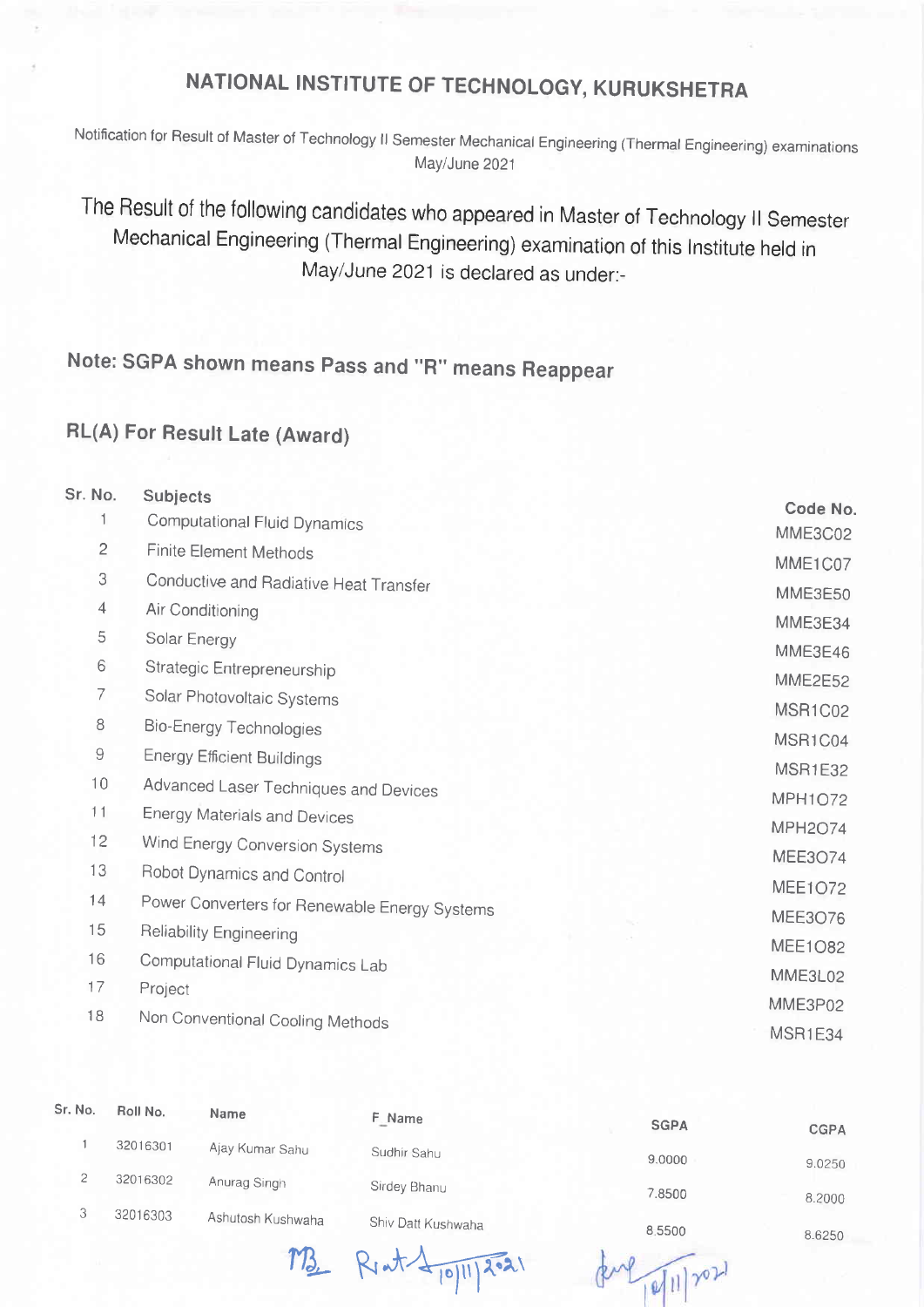# NATIONAL INSTITUTE OF TECHNOLOGY, KURUKSHETRA

Notification for Result of Master of Technology II Semester Mechanical Engineering (Thermal Engineering) examinations May/June 2021

The Result of the following candidates who appeared in Master of Technology II Semester Mechanical Engineering (Thermal Engineering) examination of this Institute held in May/June 2021 is declared as under:-

**Note: SGPA shown means Pass and "R" means Reappear**

**RL(A) For Result Late (Award)**

| Sr. No. | Subjects | Code No. |
|---|---|---|
| 1 | Computational Fluid Dynamics | MME3C02 |
| 2 | Finite Element Methods | MME1C07 |
| 3 | Conductive and Radiative Heat Transfer | MME3E50 |
| 4 | Air Conditioning | MME3E34 |
| 5 | Solar Energy | MME3E46 |
| 6 | Strategic Entrepreneurship | MME2E52 |
| 7 | Solar Photovoltaic Systems | MSR1C02 |
| 8 | Bio-Energy Technologies | MSR1C04 |
| 9 | Energy Efficient Buildings | MSR1E32 |
| 10 | Advanced Laser Techniques and Devices | MPH1O72 |
| 11 | Energy Materials and Devices | MPH2O74 |
| 12 | Wind Energy Conversion Systems | MEE3O74 |
| 13 | Robot Dynamics and Control | MEE1O72 |
| 14 | Power Converters for Renewable Energy Systems | MEE3O76 |
| 15 | Reliability Engineering | MEE1O82 |
| 16 | Computational Fluid Dynamics Lab | MME3L02 |
| 17 | Project | MME3P02 |
| 18 | Non Conventional Cooling Methods | MSR1E34 |

| Sr. No. | Roll No. | Name | F_Name | SGPA | CGPA |
|---|---|---|---|---|---|
| 1 | 32016301 | Ajay Kumar Sahu | Sudhir Sahu | 9.0000 | 9.0250 |
| 2 | 32016302 | Anurag Singh | Sirdey Bhanu | 7.8500 | 8.2000 |
| 3 | 32016303 | Ashutosh Kushwaha | Shiv Datt Kushwaha | 8.5500 | 8.6250 |

10/11/2021 10/11/2021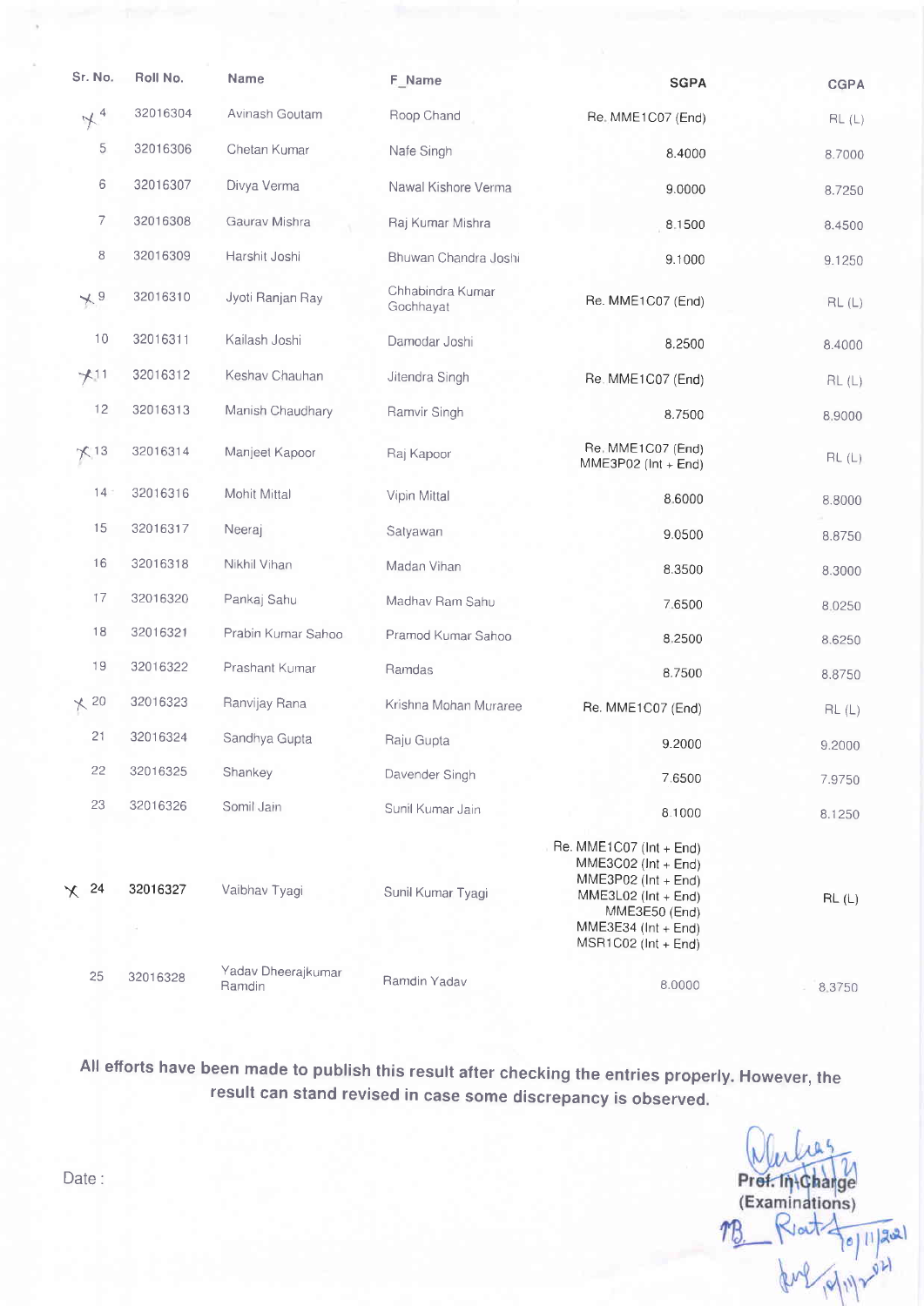| Sr. No. | Roll No. | Name | F_Name | SGPA | CGPA |
|---|---|---|---|---|---|
| 4 | 32016304 | Avinash Goutam | Roop Chand | Re. MME1C07 (End) | RL (L) |
| 5 | 32016306 | Chetan Kumar | Nafe Singh | 8.4000 | 8.7000 |
| 6 | 32016307 | Divya Verma | Nawal Kishore Verma | 9.0000 | 8.7250 |
| 7 | 32016308 | Gaurav Mishra | Raj Kumar Mishra | 8.1500 | 8.4500 |
| 8 | 32016309 | Harshit Joshi | Bhuwan Chandra Joshi | 9.1000 | 9.1250 |
| 9 | 32016310 | Jyoti Ranjan Ray | Chhabindra Kumar Gochhayat | Re. MME1C07 (End) | RL (L) |
| 10 | 32016311 | Kailash Joshi | Damodar Joshi | 8.2500 | 8.4000 |
| 11 | 32016312 | Keshav Chauhan | Jitendra Singh | Re. MME1C07 (End) | RL (L) |
| 12 | 32016313 | Manish Chaudhary | Ramvir Singh | 8.7500 | 8.9000 |
| 13 | 32016314 | Manjeet Kapoor | Raj Kapoor | Re. MME1C07 (End) MME3P02 (Int + End) | RL (L) |
| 14 | 32016316 | Mohit Mittal | Vipin Mittal | 8.6000 | 8.8000 |
| 15 | 32016317 | Neeraj | Satyawan | 9.0500 | 8.8750 |
| 16 | 32016318 | Nikhil Vihan | Madan Vihan | 8.3500 | 8.3000 |
| 17 | 32016320 | Pankaj Sahu | Madhav Ram Sahu | 7.6500 | 8.0250 |
| 18 | 32016321 | Prabin Kumar Sahoo | Pramod Kumar Sahoo | 8.2500 | 8.6250 |
| 19 | 32016322 | Prashant Kumar | Ramdas | 8.7500 | 8.8750 |
| 20 | 32016323 | Ranvijay Rana | Krishna Mohan Muraree | Re. MME1C07 (End) | RL (L) |
| 21 | 32016324 | Sandhya Gupta | Raju Gupta | 9.2000 | 9.2000 |
| 22 | 32016325 | Shankey | Davender Singh | 7.6500 | 7.9750 |
| 23 | 32016326 | Somil Jain | Sunil Kumar Jain | 8.1000 | 8.1250 |
| 24 | 32016327 | Vaibhav Tyagi | Sunil Kumar Tyagi | Re. MME1C07 (Int + End) MME3C02 (Int + End) MME3P02 (Int + End) MME3L02 (Int + End) MME3E50 (End) MME3E34 (Int + End) MSR1C02 (Int + End) | RL (L) |
| 25 | 32016328 | Yadav Dheerajkumar Ramdin | Ramdin Yadav | 8.0000 | 8.3750 |

**All efforts have been made to publish this result after checking the entries properly. However, the result can stand revised in case some discrepancy is observed.**

Date :

**Prof. In-Charge (Examinations)**